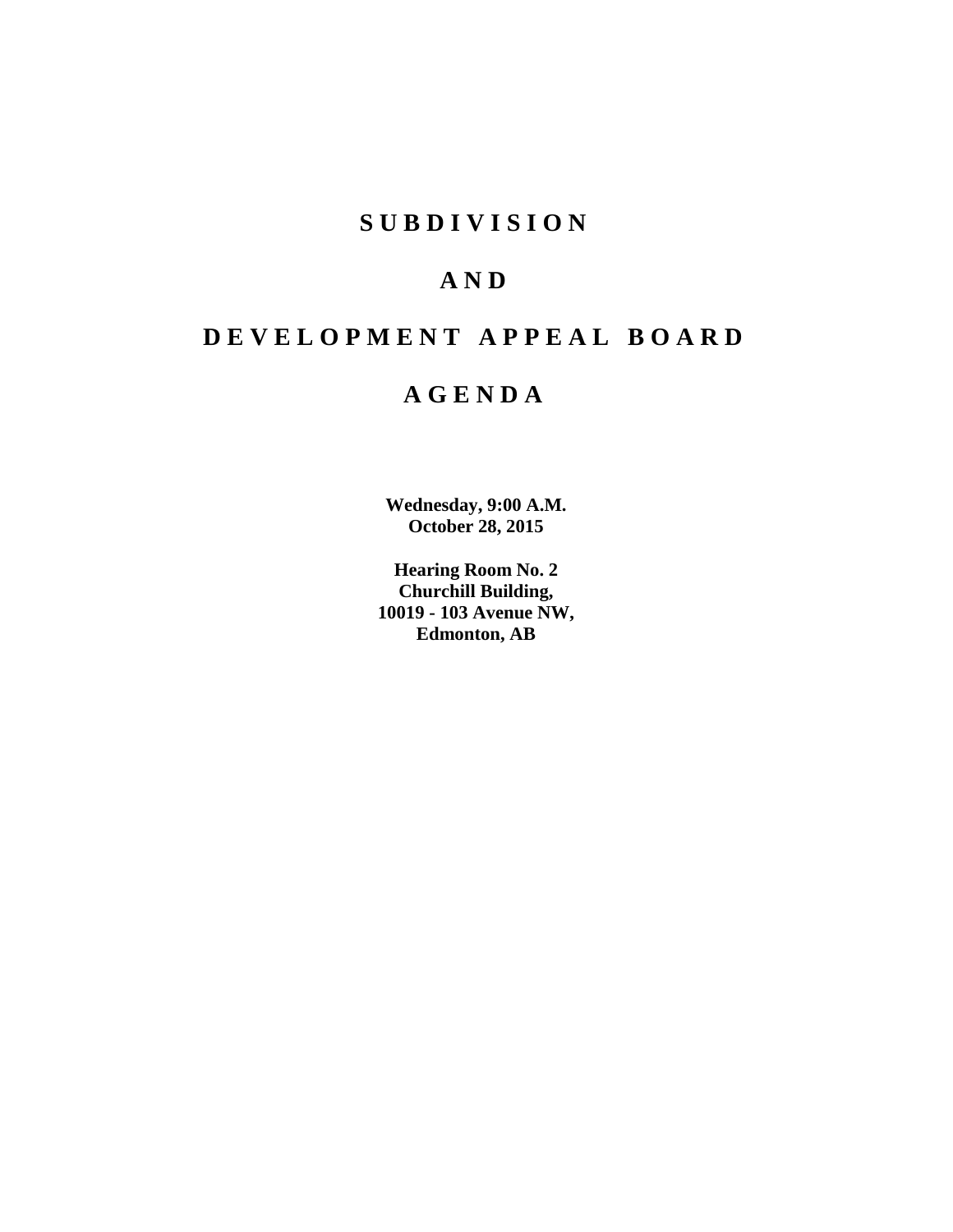# SUBDIVISION

# AND

# DEVELOPMENT APPEAL BOARD

# AGENDA

**Wednesday, 9:00 A.M.**
**October 28, 2015**

**Hearing Room No. 2**
**Churchill Building,**
**10019 - 103 Avenue NW,**
**Edmonton, AB**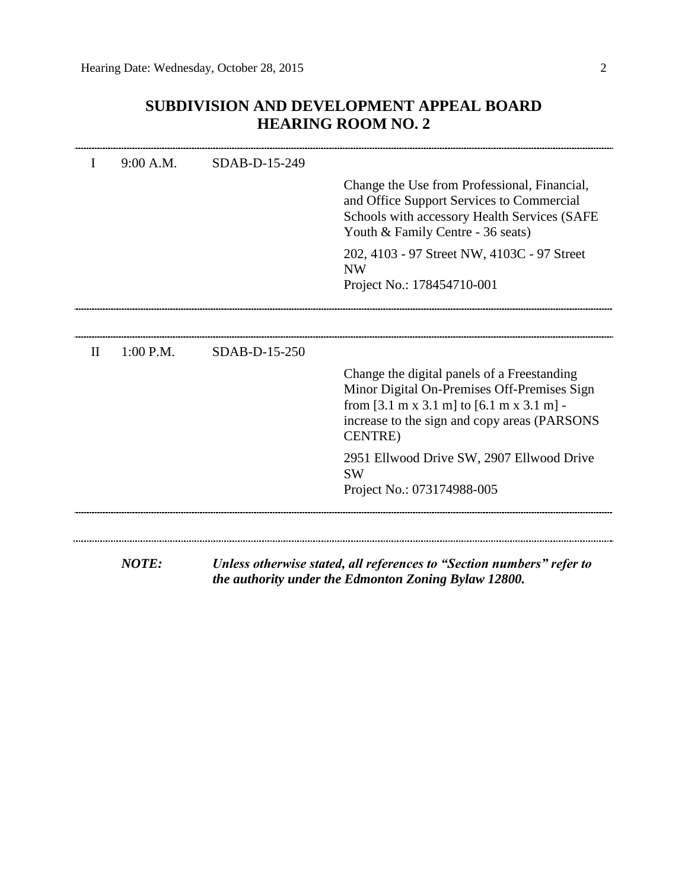## SUBDIVISION AND DEVELOPMENT APPEAL BOARD
## HEARING ROOM NO. 2

---

| | | | |
|---|---|---|---|
| I | 9:00 A.M. | SDAB-D-15-249 | |
| | | | Change the Use from Professional, Financial, and Office Support Services to Commercial Schools with accessory Health Services (SAFE Youth & Family Centre - 36 seats) |
| | | | 202, 4103 - 97 Street NW, 4103C - 97 Street NW<br>Project No.: 178454710-001 |

---

| | | | |
|---|---|---|---|
| II | 1:00 P.M. | SDAB-D-15-250 | |
| | | | Change the digital panels of a Freestanding Minor Digital On-Premises Off-Premises Sign from [3.1 m x 3.1 m] to [6.1 m x 3.1 m] - increase to the sign and copy areas (PARSONS CENTRE) |
| | | | 2951 Ellwood Drive SW, 2907 Ellwood Drive SW<br>Project No.: 073174988-005 |

---

***NOTE:*** ***Unless otherwise stated, all references to "Section numbers" refer to the authority under the Edmonton Zoning Bylaw 12800.***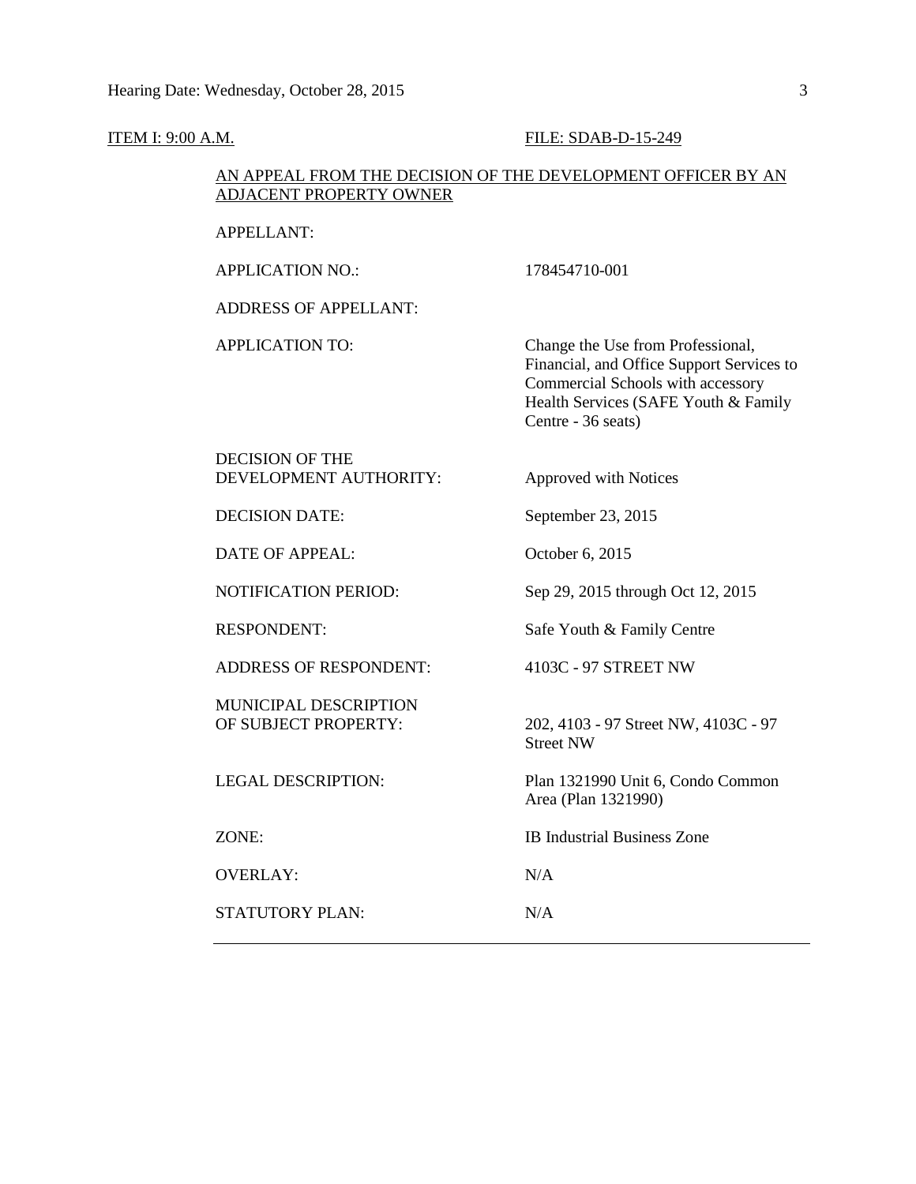ITEM I: 9:00 A.M. FILE: SDAB-D-15-249

AN APPEAL FROM THE DECISION OF THE DEVELOPMENT OFFICER BY AN ADJACENT PROPERTY OWNER

| | |
|---|---|
| APPELLANT: | |
| APPLICATION NO.: | 178454710-001 |
| ADDRESS OF APPELLANT: | |
| APPLICATION TO: | Change the Use from Professional, Financial, and Office Support Services to Commercial Schools with accessory Health Services (SAFE Youth & Family Centre - 36 seats) |
| DECISION OF THE DEVELOPMENT AUTHORITY: | Approved with Notices |
| DECISION DATE: | September 23, 2015 |
| DATE OF APPEAL: | October 6, 2015 |
| NOTIFICATION PERIOD: | Sep 29, 2015 through Oct 12, 2015 |
| RESPONDENT: | Safe Youth & Family Centre |
| ADDRESS OF RESPONDENT: | 4103C - 97 STREET NW |
| MUNICIPAL DESCRIPTION OF SUBJECT PROPERTY: | 202, 4103 - 97 Street NW, 4103C - 97 Street NW |
| LEGAL DESCRIPTION: | Plan 1321990 Unit 6, Condo Common Area (Plan 1321990) |
| ZONE: | IB Industrial Business Zone |
| OVERLAY: | N/A |
| STATUTORY PLAN: | N/A |

---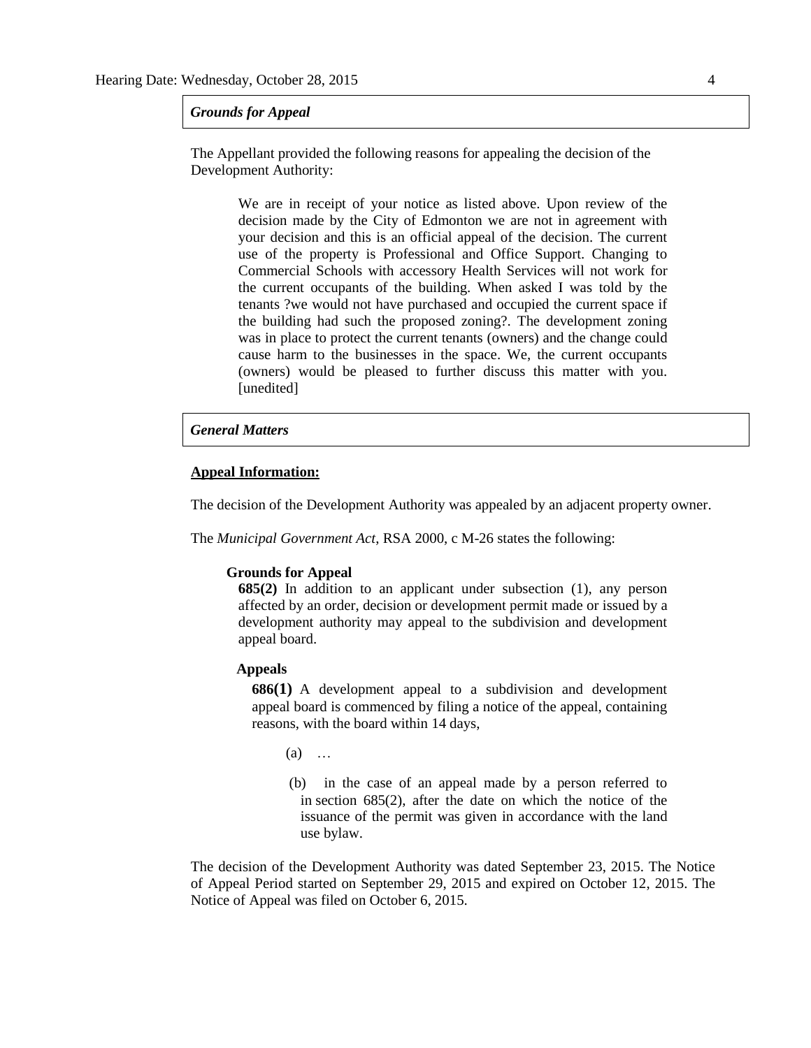*Grounds for Appeal*

The Appellant provided the following reasons for appealing the decision of the Development Authority:

> We are in receipt of your notice as listed above. Upon review of the decision made by the City of Edmonton we are not in agreement with your decision and this is an official appeal of the decision. The current use of the property is Professional and Office Support. Changing to Commercial Schools with accessory Health Services will not work for the current occupants of the building. When asked I was told by the tenants ?we would not have purchased and occupied the current space if the building had such the proposed zoning?. The development zoning was in place to protect the current tenants (owners) and the change could cause harm to the businesses in the space. We, the current occupants (owners) would be pleased to further discuss this matter with you. [unedited]

*General Matters*

**Appeal Information:**

The decision of the Development Authority was appealed by an adjacent property owner.

The *Municipal Government Act*, RSA 2000, c M-26 states the following:

> **Grounds for Appeal**
>
> **685(2)** In addition to an applicant under subsection (1), any person affected by an order, decision or development permit made or issued by a development authority may appeal to the subdivision and development appeal board.
>
> **Appeals**
>
> **686(1)** A development appeal to a subdivision and development appeal board is commenced by filing a notice of the appeal, containing reasons, with the board within 14 days,
>
> (a) …
>
> (b) in the case of an appeal made by a person referred to in section 685(2), after the date on which the notice of the issuance of the permit was given in accordance with the land use bylaw.

The decision of the Development Authority was dated September 23, 2015. The Notice of Appeal Period started on September 29, 2015 and expired on October 12, 2015. The Notice of Appeal was filed on October 6, 2015.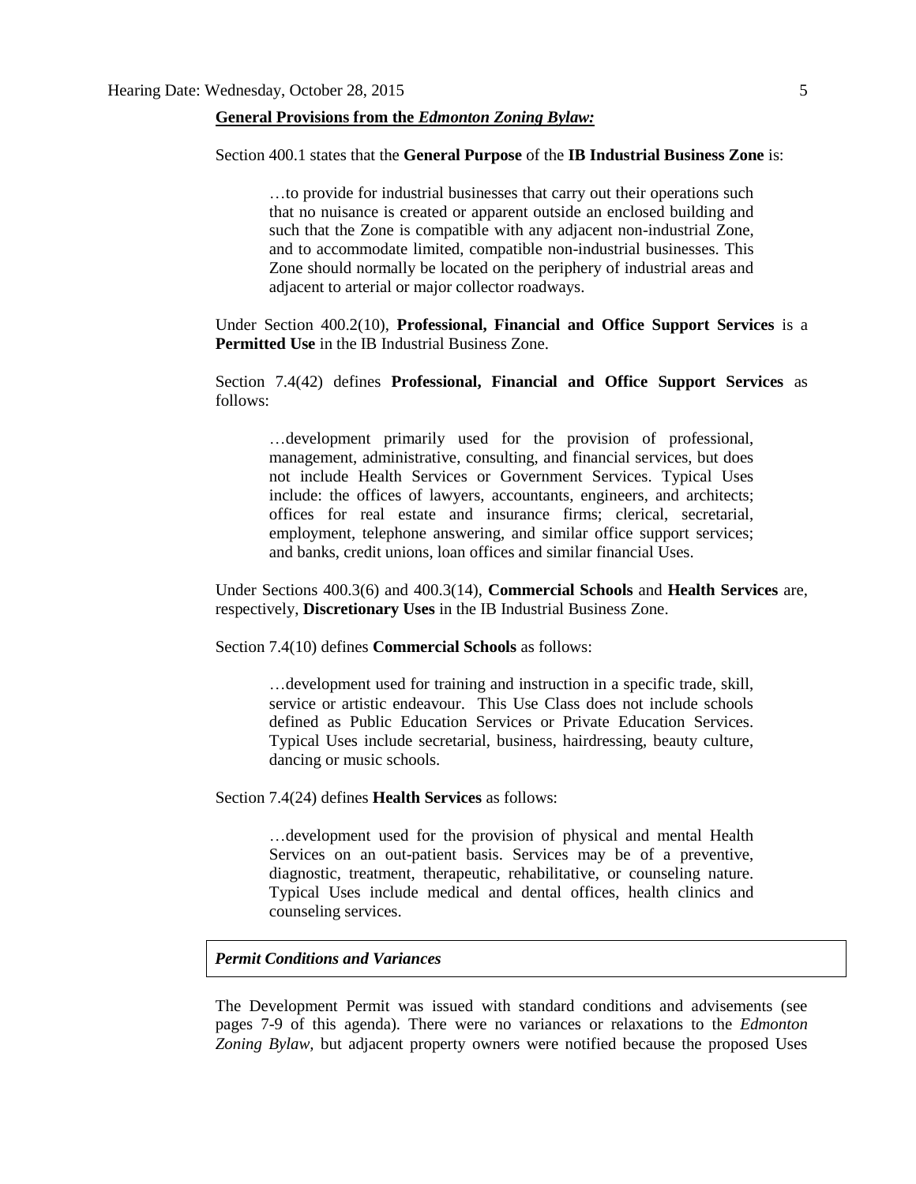**General Provisions from the *Edmonton Zoning Bylaw:***

Section 400.1 states that the **General Purpose** of the **IB Industrial Business Zone** is:

> …to provide for industrial businesses that carry out their operations such that no nuisance is created or apparent outside an enclosed building and such that the Zone is compatible with any adjacent non-industrial Zone, and to accommodate limited, compatible non-industrial businesses. This Zone should normally be located on the periphery of industrial areas and adjacent to arterial or major collector roadways.

Under Section 400.2(10), **Professional, Financial and Office Support Services** is a **Permitted Use** in the IB Industrial Business Zone.

Section 7.4(42) defines **Professional, Financial and Office Support Services** as follows:

> …development primarily used for the provision of professional, management, administrative, consulting, and financial services, but does not include Health Services or Government Services. Typical Uses include: the offices of lawyers, accountants, engineers, and architects; offices for real estate and insurance firms; clerical, secretarial, employment, telephone answering, and similar office support services; and banks, credit unions, loan offices and similar financial Uses.

Under Sections 400.3(6) and 400.3(14), **Commercial Schools** and **Health Services** are, respectively, **Discretionary Uses** in the IB Industrial Business Zone.

Section 7.4(10) defines **Commercial Schools** as follows:

> …development used for training and instruction in a specific trade, skill, service or artistic endeavour. This Use Class does not include schools defined as Public Education Services or Private Education Services. Typical Uses include secretarial, business, hairdressing, beauty culture, dancing or music schools.

Section 7.4(24) defines **Health Services** as follows:

> …development used for the provision of physical and mental Health Services on an out-patient basis. Services may be of a preventive, diagnostic, treatment, therapeutic, rehabilitative, or counseling nature. Typical Uses include medical and dental offices, health clinics and counseling services.

***Permit Conditions and Variances***

The Development Permit was issued with standard conditions and advisements (see pages 7-9 of this agenda). There were no variances or relaxations to the *Edmonton Zoning Bylaw*, but adjacent property owners were notified because the proposed Uses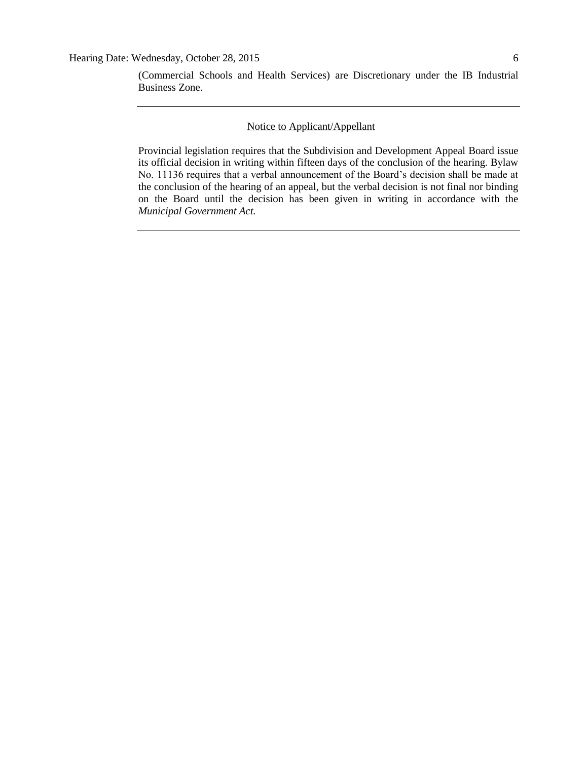(Commercial Schools and Health Services) are Discretionary under the IB Industrial Business Zone.

---

Notice to Applicant/Appellant

Provincial legislation requires that the Subdivision and Development Appeal Board issue its official decision in writing within fifteen days of the conclusion of the hearing. Bylaw No. 11136 requires that a verbal announcement of the Board's decision shall be made at the conclusion of the hearing of an appeal, but the verbal decision is not final nor binding on the Board until the decision has been given in writing in accordance with the *Municipal Government Act.*

---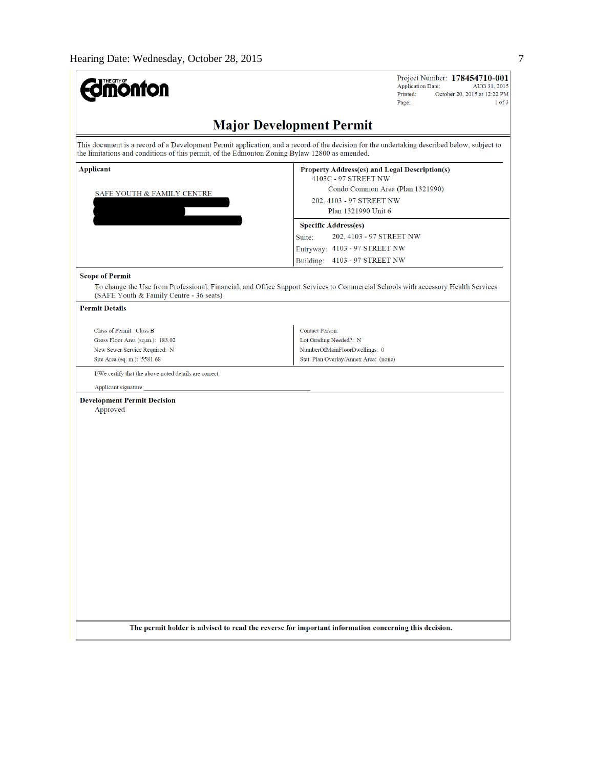**Project Number: 178454710-001**
Application Date: AUG 31, 2015
Printed: October 20, 2015 at 12:22 PM
Page: 1 of 3

# Major Development Permit

This document is a record of a Development Permit application, and a record of the decision for the undertaking described below, subject to the limitations and conditions of this permit, of the Edmonton Zoning Bylaw 12800 as amended.

| Applicant | Property Address(es) and Legal Description(s) |
|---|---|
| SAFE YOUTH & FAMILY CENTRE | 4103C - 97 STREET NW<br>Condo Common Area (Plan 1321990)<br>202, 4103 - 97 STREET NW<br>Plan 1321990 Unit 6 |

**Specific Address(es)**

Suite: 202, 4103 - 97 STREET NW
Entryway: 4103 - 97 STREET NW
Building: 4103 - 97 STREET NW

**Scope of Permit**

To change the Use from Professional, Financial, and Office Support Services to Commercial Schools with accessory Health Services (SAFE Youth & Family Centre - 36 seats)

**Permit Details**

| | |
|---|---|
| Class of Permit: Class B | Contact Person: |
| Gross Floor Area (sq.m.): 183.02 | Lot Grading Needed?: N |
| New Sewer Service Required: N | NumberOfMainFloorDwellings: 0 |
| Site Area (sq. m.): 5581.68 | Stat. Plan Overlay/Annex Area: (none) |

I/We certify that the above noted details are correct.

Applicant signature:

**Development Permit Decision**

Approved

**The permit holder is advised to read the reverse for important information concerning this decision.**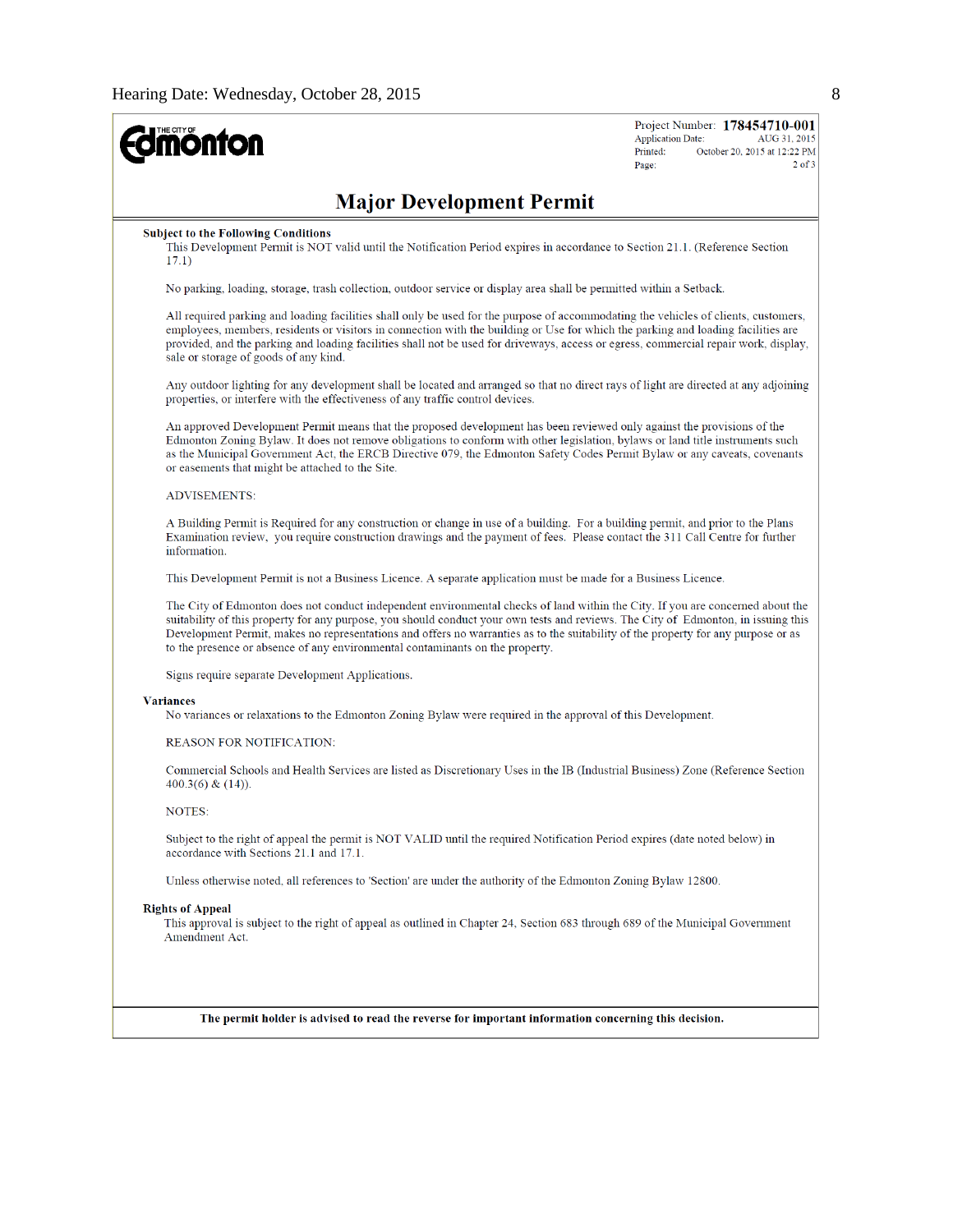Project Number: **178454710-001**
Application Date: AUG 31, 2015
Printed: October 20, 2015 at 12:22 PM
Page: 2 of 3

# Major Development Permit

**Subject to the Following Conditions**

This Development Permit is NOT valid until the Notification Period expires in accordance to Section 21.1. (Reference Section 17.1)

No parking, loading, storage, trash collection, outdoor service or display area shall be permitted within a Setback.

All required parking and loading facilities shall only be used for the purpose of accommodating the vehicles of clients, customers, employees, members, residents or visitors in connection with the building or Use for which the parking and loading facilities are provided, and the parking and loading facilities shall not be used for driveways, access or egress, commercial repair work, display, sale or storage of goods of any kind.

Any outdoor lighting for any development shall be located and arranged so that no direct rays of light are directed at any adjoining properties, or interfere with the effectiveness of any traffic control devices.

An approved Development Permit means that the proposed development has been reviewed only against the provisions of the Edmonton Zoning Bylaw. It does not remove obligations to conform with other legislation, bylaws or land title instruments such as the Municipal Government Act, the ERCB Directive 079, the Edmonton Safety Codes Permit Bylaw or any caveats, covenants or easements that might be attached to the Site.

ADVISEMENTS:

A Building Permit is Required for any construction or change in use of a building. For a building permit, and prior to the Plans Examination review, you require construction drawings and the payment of fees. Please contact the 311 Call Centre for further information.

This Development Permit is not a Business Licence. A separate application must be made for a Business Licence.

The City of Edmonton does not conduct independent environmental checks of land within the City. If you are concerned about the suitability of this property for any purpose, you should conduct your own tests and reviews. The City of Edmonton, in issuing this Development Permit, makes no representations and offers no warranties as to the suitability of the property for any purpose or as to the presence or absence of any environmental contaminants on the property.

Signs require separate Development Applications.

**Variances**

No variances or relaxations to the Edmonton Zoning Bylaw were required in the approval of this Development.

REASON FOR NOTIFICATION:

Commercial Schools and Health Services are listed as Discretionary Uses in the IB (Industrial Business) Zone (Reference Section 400.3(6) & (14)).

NOTES:

Subject to the right of appeal the permit is NOT VALID until the required Notification Period expires (date noted below) in accordance with Sections 21.1 and 17.1.

Unless otherwise noted, all references to 'Section' are under the authority of the Edmonton Zoning Bylaw 12800.

**Rights of Appeal**

This approval is subject to the right of appeal as outlined in Chapter 24, Section 683 through 689 of the Municipal Government Amendment Act.

**The permit holder is advised to read the reverse for important information concerning this decision.**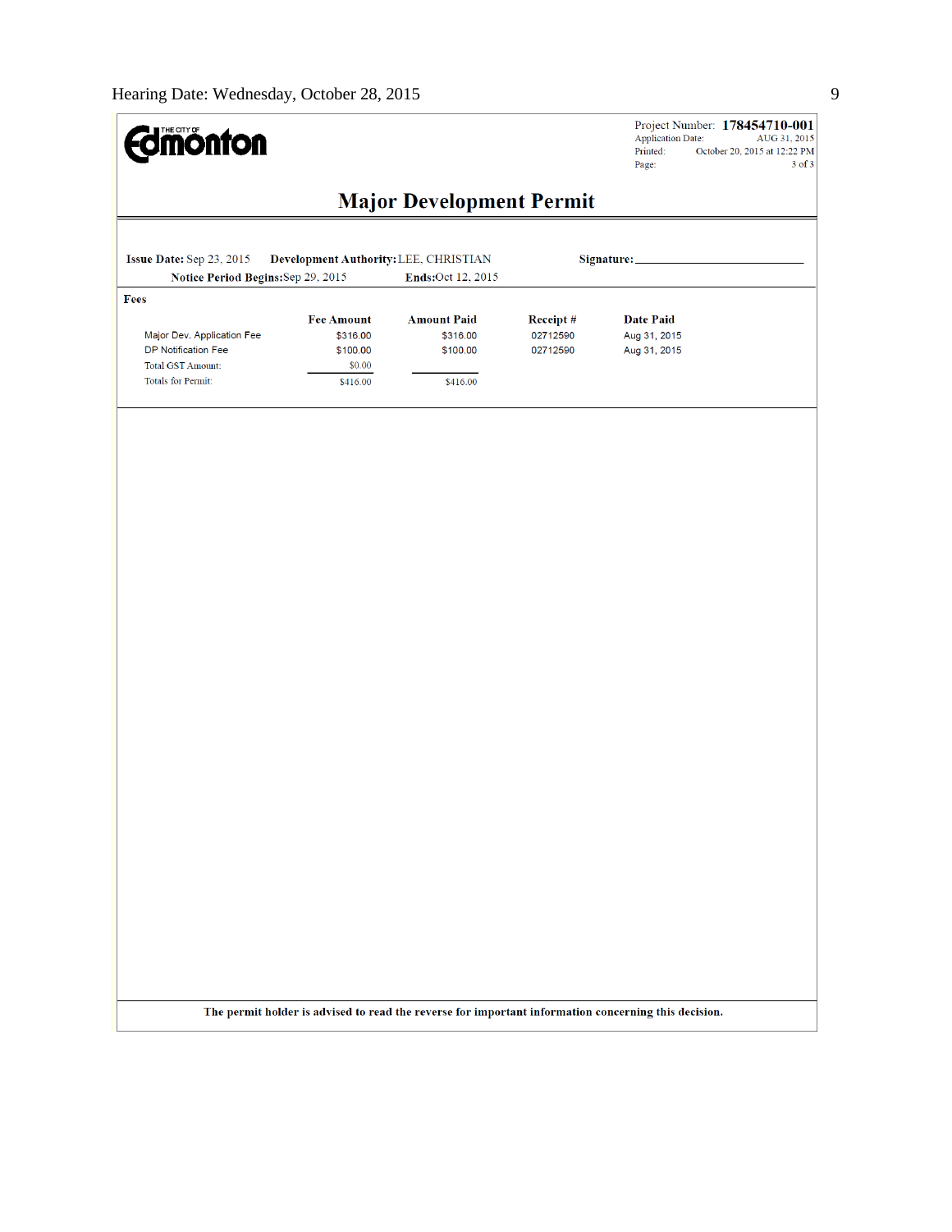**THE CITY OF Edmonton**

Project Number: **178454710-001**
Application Date: AUG 31, 2015
Printed: October 20, 2015 at 12:22 PM

# Major Development Permit

**Issue Date:** Sep 23, 2015 **Development Authority:** LEE, CHRISTIAN **Signature:** ______________________

**Notice Period Begins:** Sep 29, 2015 **Ends:** Oct 12, 2015

**Fees**

| | Fee Amount | Amount Paid | Receipt # | Date Paid |
|---|---|---|---|---|
| Major Dev. Application Fee | $316.00 | $316.00 | 02712590 | Aug 31, 2015 |
| DP Notification Fee | $100.00 | $100.00 | 02712590 | Aug 31, 2015 |
| Total GST Amount: | $0.00 | | | |
| Totals for Permit: | $416.00 | $416.00 | | |

**The permit holder is advised to read the reverse for important information concerning this decision.**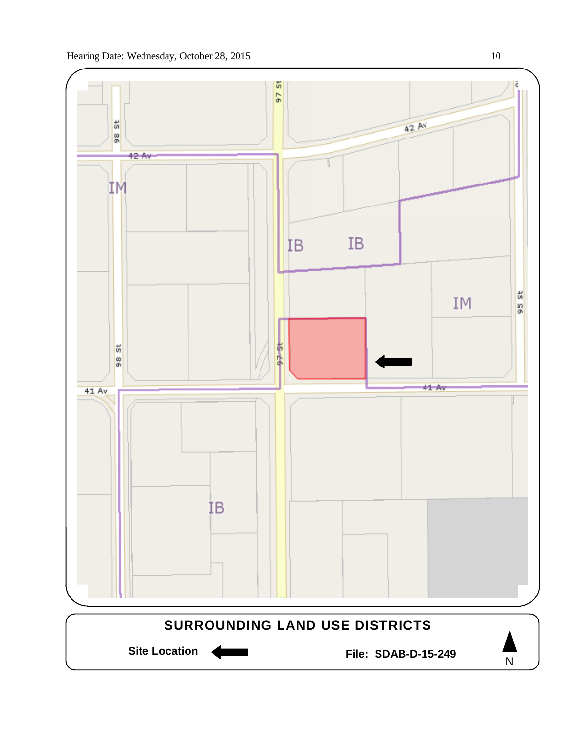42 Av

98 St

97 St

IM

IB

IB

IM

95 St

41 Av

IB

## SURROUNDING LAND USE DISTRICTS

**Site Location** ←

**File: SDAB-D-15-249**

N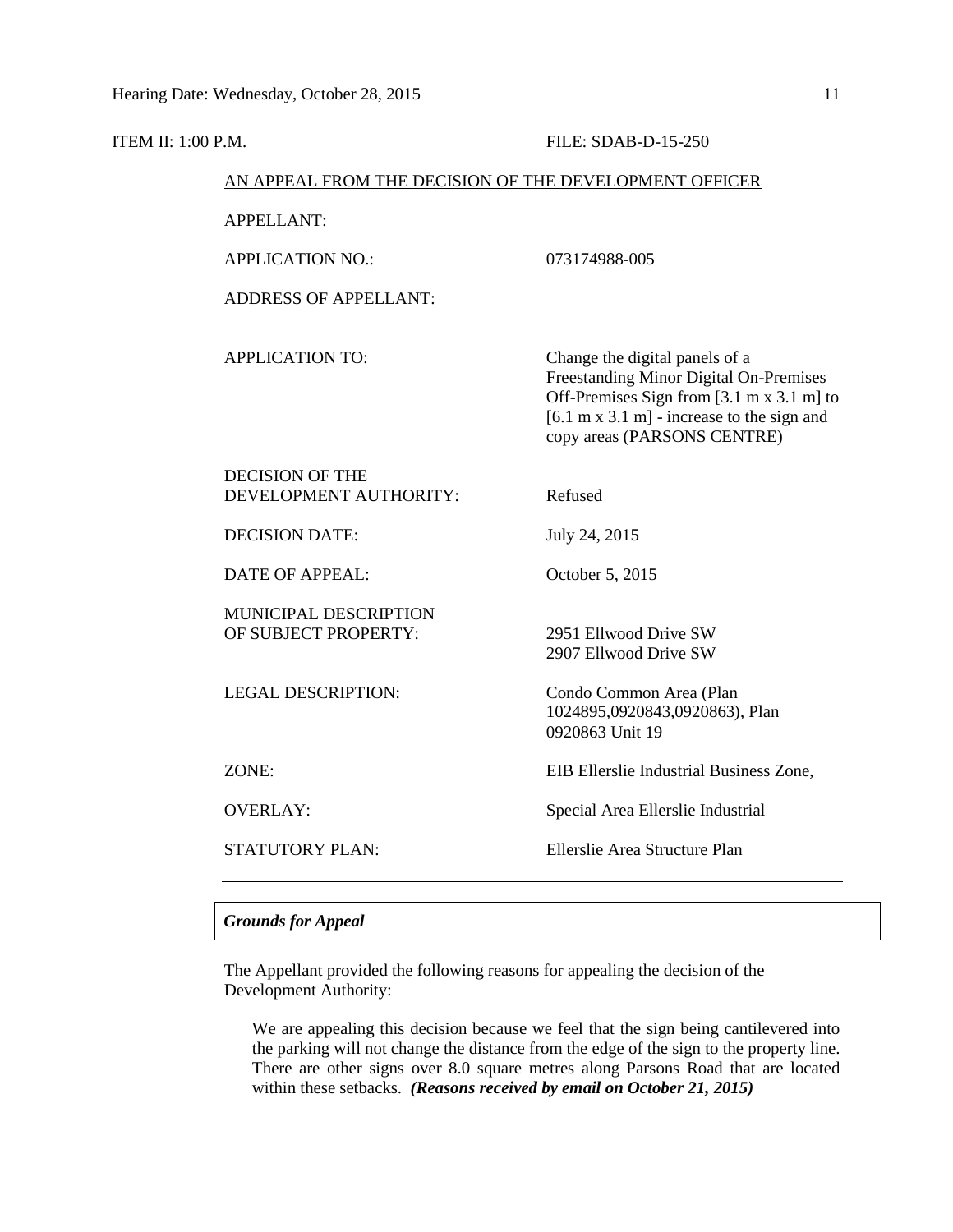ITEM II: 1:00 P.M. FILE: SDAB-D-15-250

AN APPEAL FROM THE DECISION OF THE DEVELOPMENT OFFICER

| | |
|---|---|
| APPELLANT: | |
| APPLICATION NO.: | 073174988-005 |
| ADDRESS OF APPELLANT: | |
| APPLICATION TO: | Change the digital panels of a Freestanding Minor Digital On-Premises Off-Premises Sign from [3.1 m x 3.1 m] to [6.1 m x 3.1 m] - increase to the sign and copy areas (PARSONS CENTRE) |
| DECISION OF THE DEVELOPMENT AUTHORITY: | Refused |
| DECISION DATE: | July 24, 2015 |
| DATE OF APPEAL: | October 5, 2015 |
| MUNICIPAL DESCRIPTION OF SUBJECT PROPERTY: | 2951 Ellwood Drive SW<br>2907 Ellwood Drive SW |
| LEGAL DESCRIPTION: | Condo Common Area (Plan 1024895,0920843,0920863), Plan 0920863 Unit 19 |
| ZONE: | EIB Ellerslie Industrial Business Zone, |
| OVERLAY: | Special Area Ellerslie Industrial |
| STATUTORY PLAN: | Ellerslie Area Structure Plan |

## *Grounds for Appeal*

The Appellant provided the following reasons for appealing the decision of the Development Authority:

> We are appealing this decision because we feel that the sign being cantilevered into the parking will not change the distance from the edge of the sign to the property line. There are other signs over 8.0 square metres along Parsons Road that are located within these setbacks. ***(Reasons received by email on October 21, 2015)***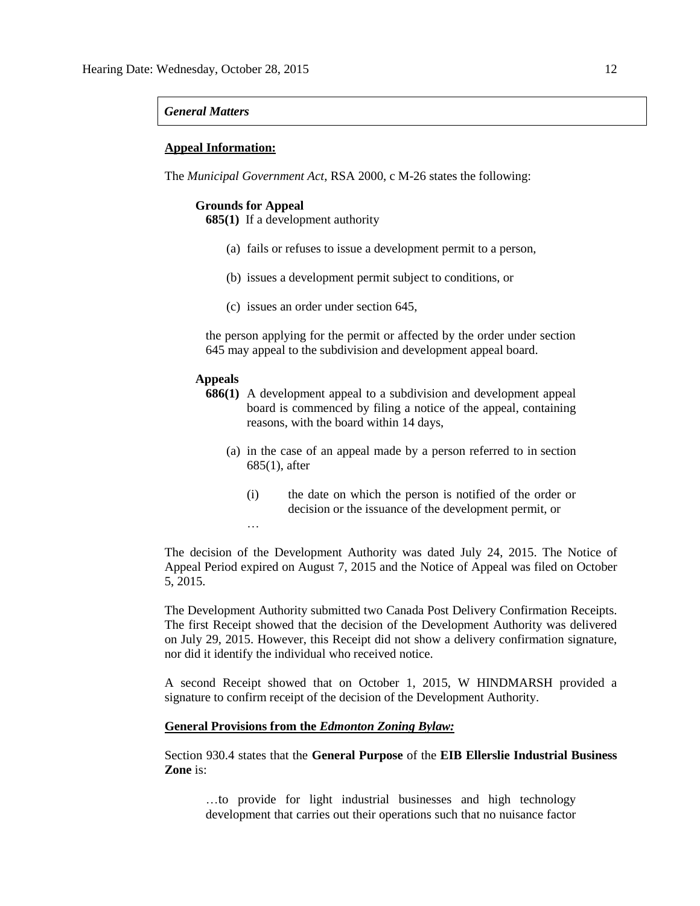***General Matters***

**Appeal Information:**

The *Municipal Government Act*, RSA 2000, c M-26 states the following:

> **Grounds for Appeal**
>
> **685(1)** If a development authority
>
> (a) fails or refuses to issue a development permit to a person,
>
> (b) issues a development permit subject to conditions, or
>
> (c) issues an order under section 645,
>
> the person applying for the permit or affected by the order under section 645 may appeal to the subdivision and development appeal board.
>
> **Appeals**
>
> **686(1)** A development appeal to a subdivision and development appeal board is commenced by filing a notice of the appeal, containing reasons, with the board within 14 days,
>
> (a) in the case of an appeal made by a person referred to in section 685(1), after
>
> (i) the date on which the person is notified of the order or decision or the issuance of the development permit, or
>
> …

The decision of the Development Authority was dated July 24, 2015. The Notice of Appeal Period expired on August 7, 2015 and the Notice of Appeal was filed on October 5, 2015.

The Development Authority submitted two Canada Post Delivery Confirmation Receipts. The first Receipt showed that the decision of the Development Authority was delivered on July 29, 2015. However, this Receipt did not show a delivery confirmation signature, nor did it identify the individual who received notice.

A second Receipt showed that on October 1, 2015, W HINDMARSH provided a signature to confirm receipt of the decision of the Development Authority.

**General Provisions from the *Edmonton Zoning Bylaw:***

Section 930.4 states that the **General Purpose** of the **EIB Ellerslie Industrial Business Zone** is:

> …to provide for light industrial businesses and high technology development that carries out their operations such that no nuisance factor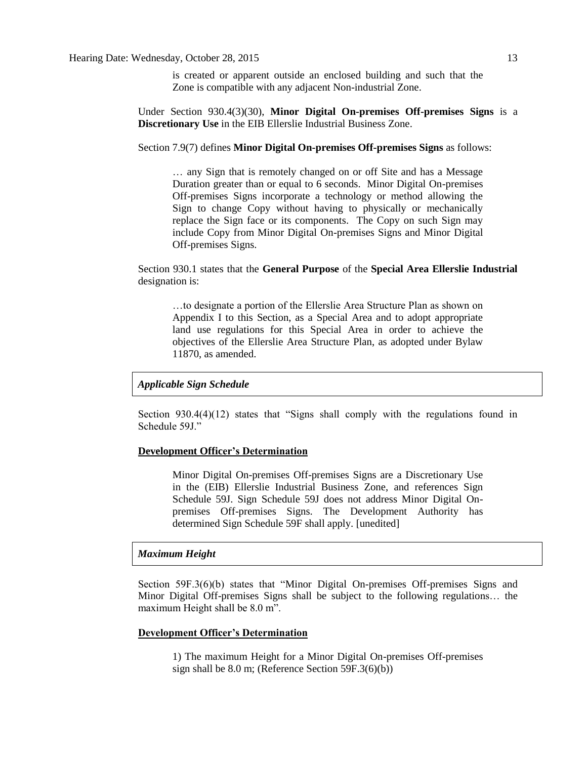is created or apparent outside an enclosed building and such that the Zone is compatible with any adjacent Non-industrial Zone.

Under Section 930.4(3)(30), **Minor Digital On-premises Off-premises Signs** is a **Discretionary Use** in the EIB Ellerslie Industrial Business Zone.

Section 7.9(7) defines **Minor Digital On-premises Off-premises Signs** as follows:

> … any Sign that is remotely changed on or off Site and has a Message Duration greater than or equal to 6 seconds. Minor Digital On-premises Off-premises Signs incorporate a technology or method allowing the Sign to change Copy without having to physically or mechanically replace the Sign face or its components. The Copy on such Sign may include Copy from Minor Digital On-premises Signs and Minor Digital Off-premises Signs.

Section 930.1 states that the **General Purpose** of the **Special Area Ellerslie Industrial** designation is:

> …to designate a portion of the Ellerslie Area Structure Plan as shown on Appendix I to this Section, as a Special Area and to adopt appropriate land use regulations for this Special Area in order to achieve the objectives of the Ellerslie Area Structure Plan, as adopted under Bylaw 11870, as amended.

***Applicable Sign Schedule***

Section 930.4(4)(12) states that "Signs shall comply with the regulations found in Schedule 59J."

**Development Officer's Determination**

> Minor Digital On-premises Off-premises Signs are a Discretionary Use in the (EIB) Ellerslie Industrial Business Zone, and references Sign Schedule 59J. Sign Schedule 59J does not address Minor Digital On-premises Off-premises Signs. The Development Authority has determined Sign Schedule 59F shall apply. [unedited]

***Maximum Height***

Section 59F.3(6)(b) states that "Minor Digital On-premises Off-premises Signs and Minor Digital Off-premises Signs shall be subject to the following regulations… the maximum Height shall be 8.0 m".

**Development Officer's Determination**

> 1) The maximum Height for a Minor Digital On-premises Off-premises sign shall be 8.0 m; (Reference Section 59F.3(6)(b))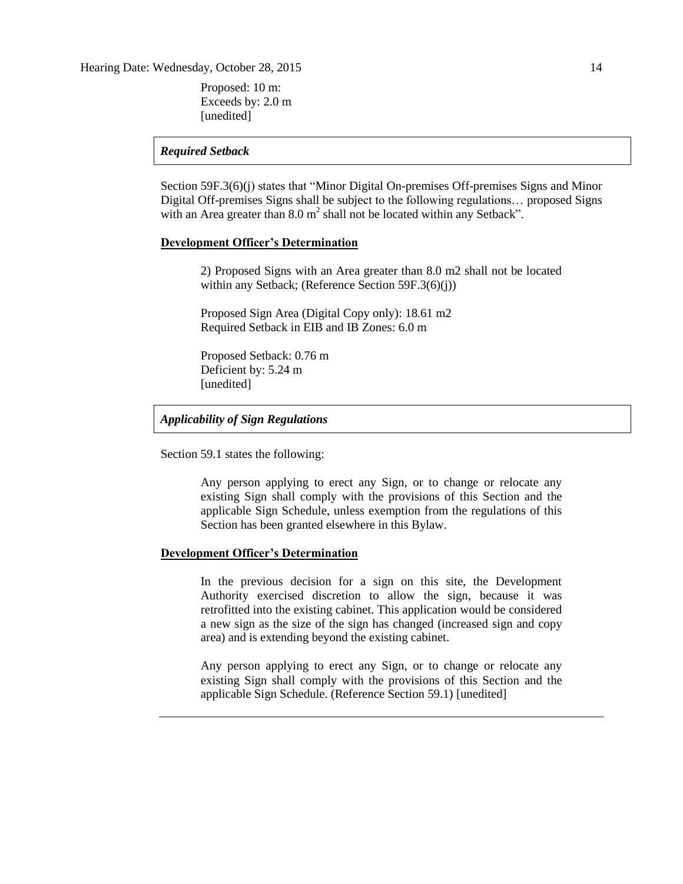Proposed: 10 m:
Exceeds by: 2.0 m
[unedited]

### *Required Setback*

Section 59F.3(6)(j) states that "Minor Digital On-premises Off-premises Signs and Minor Digital Off-premises Signs shall be subject to the following regulations… proposed Signs with an Area greater than 8.0 $m^2$ shall not be located within any Setback".

**Development Officer's Determination**

> 2) Proposed Signs with an Area greater than 8.0 m2 shall not be located within any Setback; (Reference Section 59F.3(6)(j))
>
> Proposed Sign Area (Digital Copy only): 18.61 m2
> Required Setback in EIB and IB Zones: 6.0 m
>
> Proposed Setback: 0.76 m
> Deficient by: 5.24 m
> [unedited]

### *Applicability of Sign Regulations*

Section 59.1 states the following:

> Any person applying to erect any Sign, or to change or relocate any existing Sign shall comply with the provisions of this Section and the applicable Sign Schedule, unless exemption from the regulations of this Section has been granted elsewhere in this Bylaw.

**Development Officer's Determination**

> In the previous decision for a sign on this site, the Development Authority exercised discretion to allow the sign, because it was retrofitted into the existing cabinet. This application would be considered a new sign as the size of the sign has changed (increased sign and copy area) and is extending beyond the existing cabinet.
>
> Any person applying to erect any Sign, or to change or relocate any existing Sign shall comply with the provisions of this Section and the applicable Sign Schedule. (Reference Section 59.1) [unedited]

---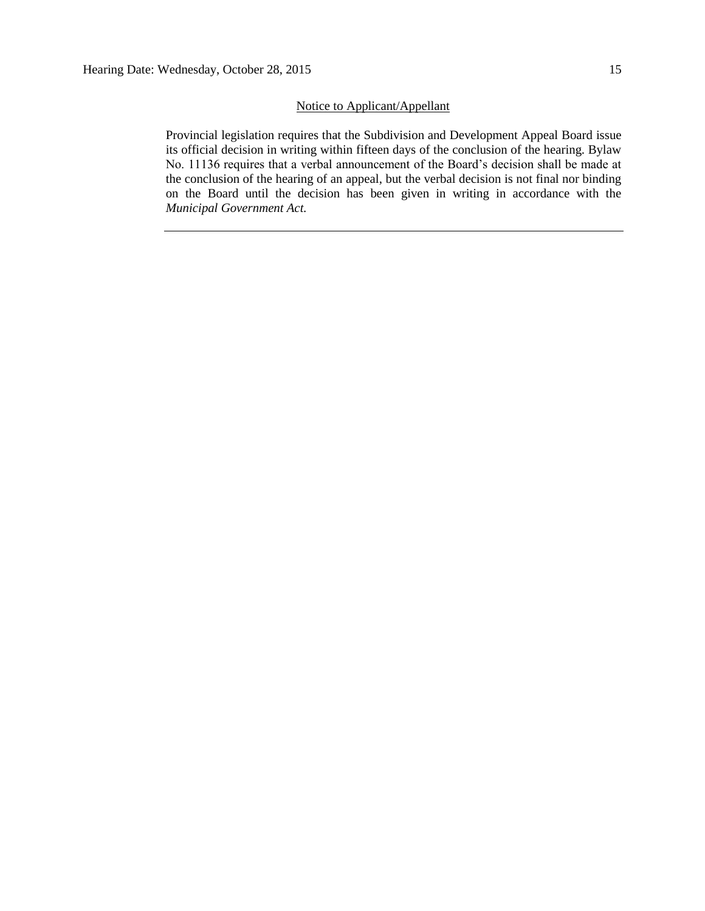<u>Notice to Applicant/Appellant</u>

Provincial legislation requires that the Subdivision and Development Appeal Board issue its official decision in writing within fifteen days of the conclusion of the hearing. Bylaw No. 11136 requires that a verbal announcement of the Board's decision shall be made at the conclusion of the hearing of an appeal, but the verbal decision is not final nor binding on the Board until the decision has been given in writing in accordance with the *Municipal Government Act.*

---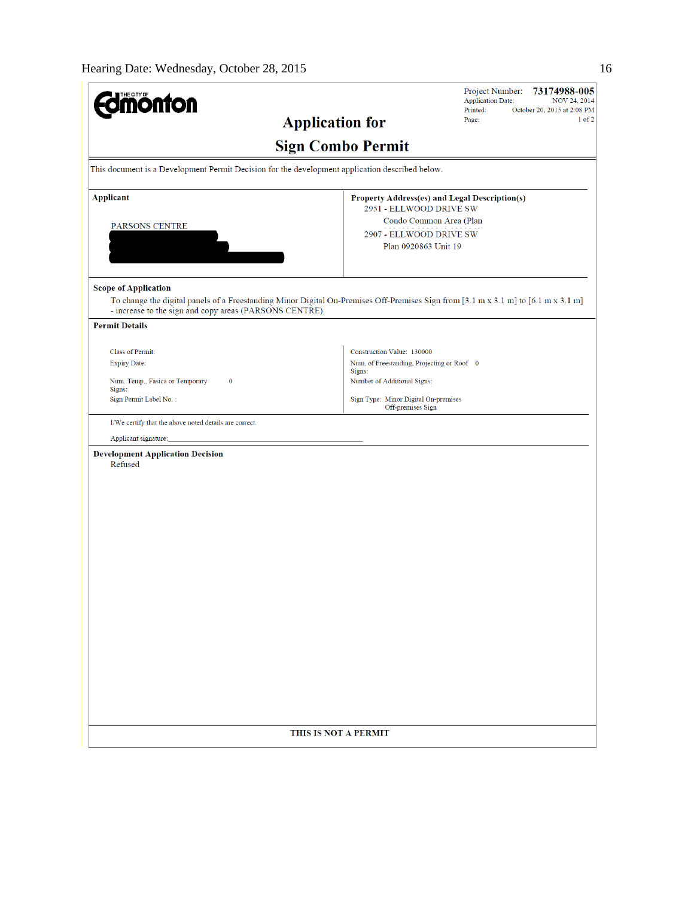**THE CITY OF Edmonton**

Project Number: **73174988-005**
Application Date: NOV 24, 2014
Printed: October 20, 2015 at 2:08 PM

# Application for Sign Combo Permit

This document is a Development Permit Decision for the development application described below.

| Applicant | Property Address(es) and Legal Description(s) |
|---|---|
| PARSONS CENTRE | 2951 - ELLWOOD DRIVE SW<br>Condo Common Area (Plan<br>2907 - ELLWOOD DRIVE SW<br>Plan 0920863 Unit 19 |

**Scope of Application**

To change the digital panels of a Freestanding Minor Digital On-Premises Off-Premises Sign from [3.1 m x 3.1 m] to [6.1 m x 3.1 m] - increase to the sign and copy areas (PARSONS CENTRE).

**Permit Details**

| | |
|---|---|
| Class of Permit: | Construction Value: 130000 |
| Expiry Date: | Num. of Freestanding, Projecting or Roof Signs: 0 |
| Num. Temp., Fasica or Temporary Signs: 0 | Number of Additional Signs: |
| Sign Permit Label No. : | Sign Type: Minor Digital On-premises Off-premises Sign |

I/We certify that the above noted details are correct.

Applicant signature:\_\_\_\_\_\_\_\_\_\_\_\_\_\_\_\_\_\_\_\_\_\_\_\_\_\_\_\_\_\_\_\_\_\_\_\_\_\_\_\_

**Development Application Decision**

Refused

**THIS IS NOT A PERMIT**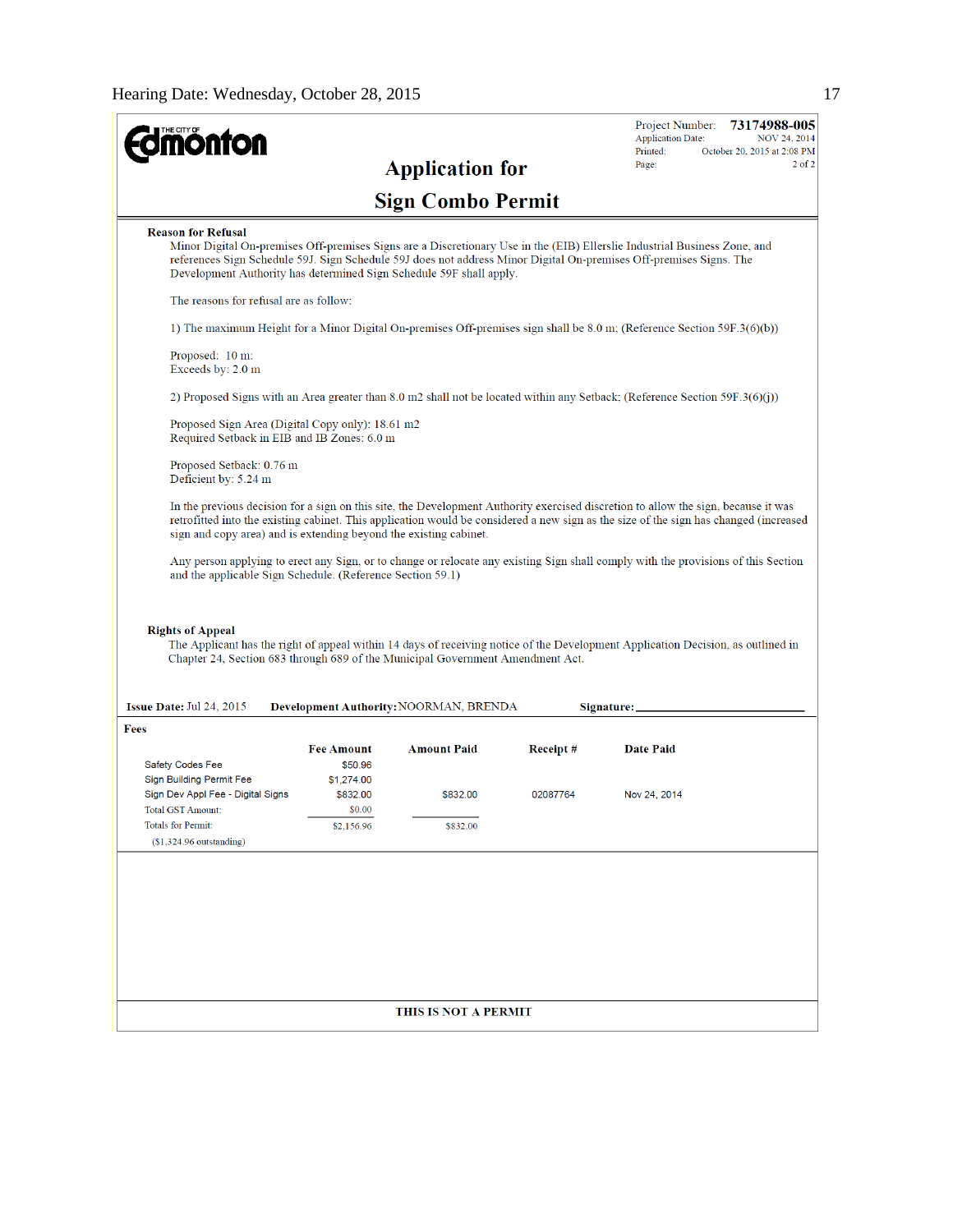Project Number: **73174988-005**
Application Date: NOV 24, 2014
Printed: October 20, 2015 at 2:08 PM

# Application for Sign Combo Permit

**Reason for Refusal**

Minor Digital On-premises Off-premises Signs are a Discretionary Use in the (EIB) Ellerslie Industrial Business Zone, and references Sign Schedule 59J. Sign Schedule 59J does not address Minor Digital On-premises Off-premises Signs. The Development Authority has determined Sign Schedule 59F shall apply.

The reasons for refusal are as follow:

1) The maximum Height for a Minor Digital On-premises Off-premises sign shall be 8.0 m; (Reference Section 59F.3(6)(b))

Proposed: 10 m:
Exceeds by: 2.0 m

2) Proposed Signs with an Area greater than 8.0 m2 shall not be located within any Setback; (Reference Section 59F.3(6)(j))

Proposed Sign Area (Digital Copy only): 18.61 m2
Required Setback in EIB and IB Zones: 6.0 m

Proposed Setback: 0.76 m
Deficient by: 5.24 m

In the previous decision for a sign on this site, the Development Authority exercised discretion to allow the sign, because it was retrofitted into the existing cabinet. This application would be considered a new sign as the size of the sign has changed (increased sign and copy area) and is extending beyond the existing cabinet.

Any person applying to erect any Sign, or to change or relocate any existing Sign shall comply with the provisions of this Section and the applicable Sign Schedule. (Reference Section 59.1)

**Rights of Appeal**

The Applicant has the right of appeal within 14 days of receiving notice of the Development Application Decision, as outlined in Chapter 24, Section 683 through 689 of the Municipal Government Amendment Act.

**Issue Date:** Jul 24, 2015 **Development Authority:** NOORMAN, BRENDA **Signature:** ___________________

**Fees**

| | Fee Amount | Amount Paid | Receipt # | Date Paid |
|---|---|---|---|---|
| Safety Codes Fee | $50.96 | | | |
| Sign Building Permit Fee | $1,274.00 | | | |
| Sign Dev Appl Fee - Digital Signs | $832.00 | $832.00 | 02087764 | Nov 24, 2014 |
| Total GST Amount: | $0.00 | | | |
| Totals for Permit: | $2,156.96 | $832.00 | | |
| ($1,324.96 outstanding) | | | | |

**THIS IS NOT A PERMIT**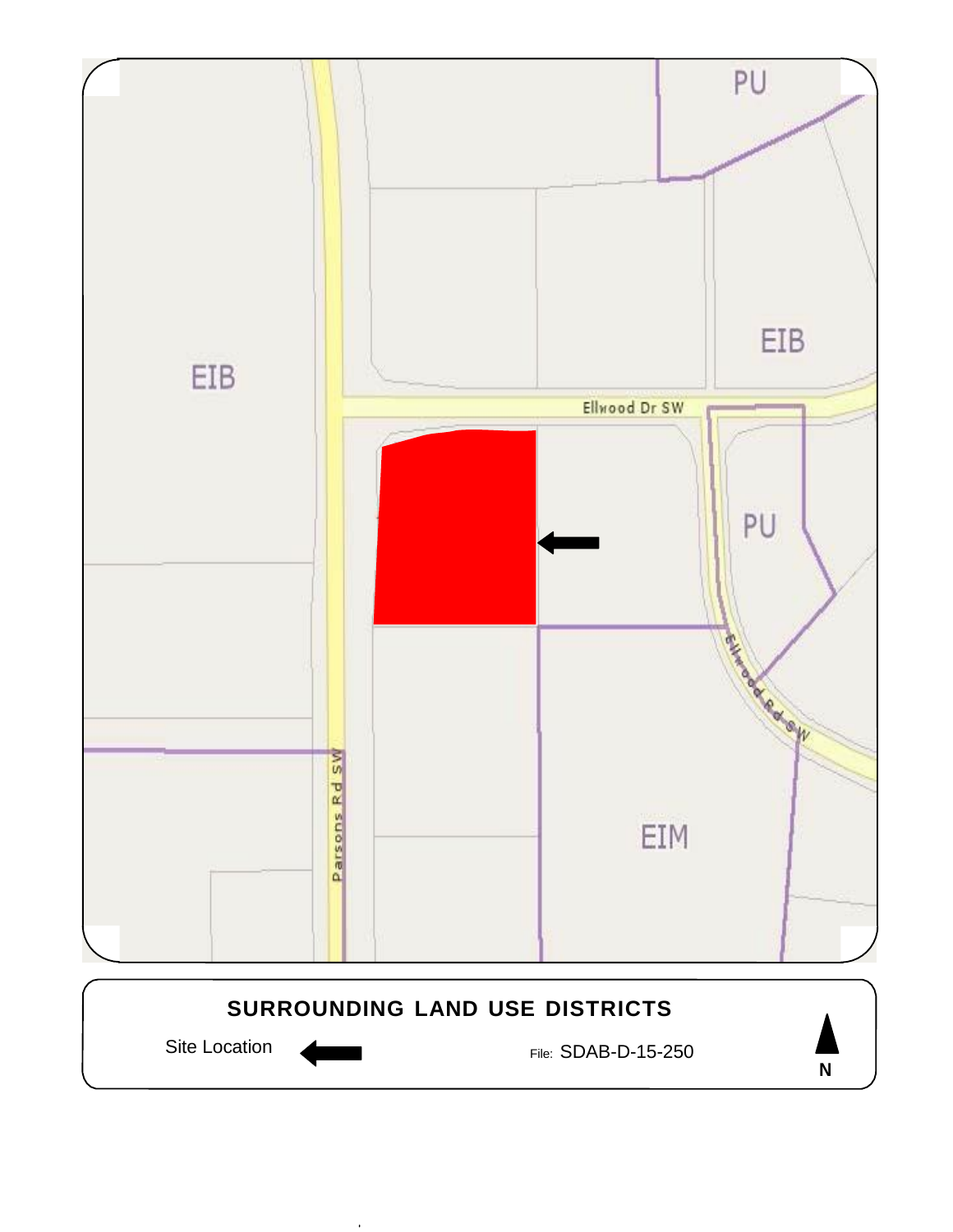EIB

PU

EIB

Ellwood Dr SW

PU

Ellwood Rd SW

Parsons Rd SW

EIM

**SURROUNDING LAND USE DISTRICTS**

Site Location ←

File: SDAB-D-15-250

N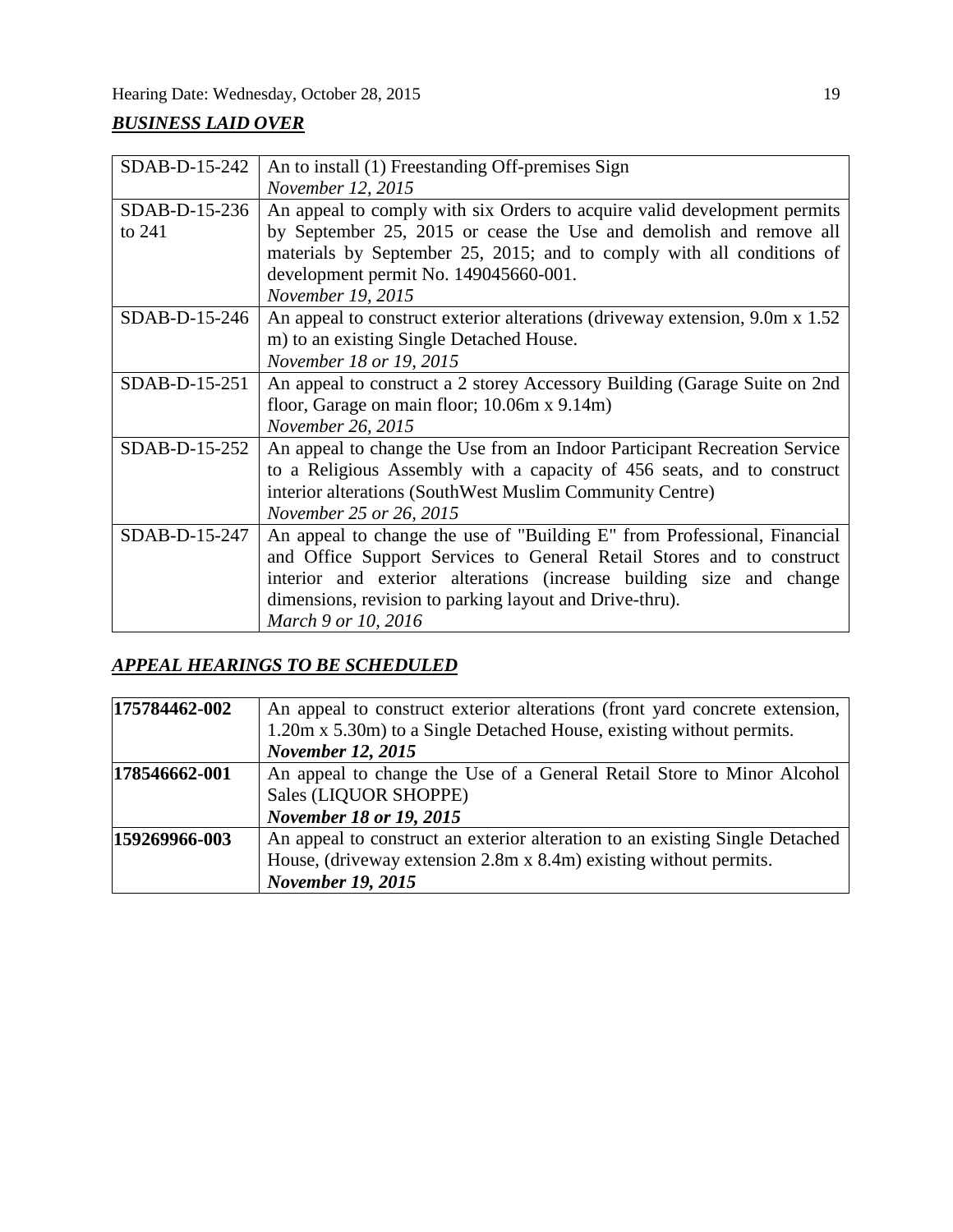***BUSINESS LAID OVER***

| | |
|---|---|
| SDAB-D-15-242 | An to install (1) Freestanding Off-premises Sign<br>*November 12, 2015* |
| SDAB-D-15-236 to 241 | An appeal to comply with six Orders to acquire valid development permits by September 25, 2015 or cease the Use and demolish and remove all materials by September 25, 2015; and to comply with all conditions of development permit No. 149045660-001.<br>*November 19, 2015* |
| SDAB-D-15-246 | An appeal to construct exterior alterations (driveway extension, 9.0m x 1.52 m) to an existing Single Detached House.<br>*November 18 or 19, 2015* |
| SDAB-D-15-251 | An appeal to construct a 2 storey Accessory Building (Garage Suite on 2nd floor, Garage on main floor; 10.06m x 9.14m)<br>*November 26, 2015* |
| SDAB-D-15-252 | An appeal to change the Use from an Indoor Participant Recreation Service to a Religious Assembly with a capacity of 456 seats, and to construct interior alterations (SouthWest Muslim Community Centre)<br>*November 25 or 26, 2015* |
| SDAB-D-15-247 | An appeal to change the use of "Building E" from Professional, Financial and Office Support Services to General Retail Stores and to construct interior and exterior alterations (increase building size and change dimensions, revision to parking layout and Drive-thru).<br>*March 9 or 10, 2016* |

***APPEAL HEARINGS TO BE SCHEDULED***

| | |
|---|---|
| **175784462-002** | An appeal to construct exterior alterations (front yard concrete extension, 1.20m x 5.30m) to a Single Detached House, existing without permits.<br>***November 12, 2015*** |
| **178546662-001** | An appeal to change the Use of a General Retail Store to Minor Alcohol Sales (LIQUOR SHOPPE)<br>***November 18 or 19, 2015*** |
| **159269966-003** | An appeal to construct an exterior alteration to an existing Single Detached House, (driveway extension 2.8m x 8.4m) existing without permits.<br>***November 19, 2015*** |